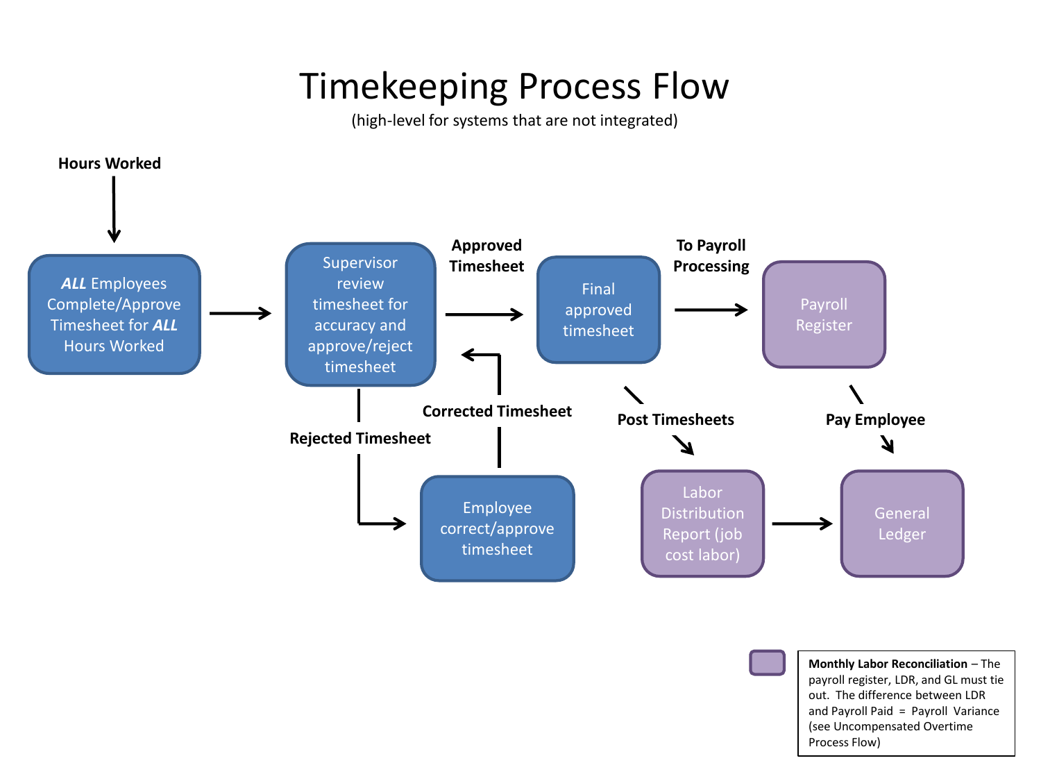# Timekeeping Process Flow

(high-level for systems that are not integrated)

Hours Worked

***ALL*** Employees Complete/Approve Timesheet for ***ALL*** Hours Worked

Supervisor review timesheet for accuracy and approve/reject timesheet

Approved Timesheet

Final approved timesheet

To Payroll Processing

Payroll Register

Rejected Timesheet

Corrected Timesheet

Employee correct/approve timesheet

Post Timesheets

Labor Distribution Report (job cost labor)

Pay Employee

General Ledger

**Monthly Labor Reconciliation** – The payroll register, LDR, and GL must tie out. The difference between LDR and Payroll Paid = Payroll Variance (see Uncompensated Overtime Process Flow)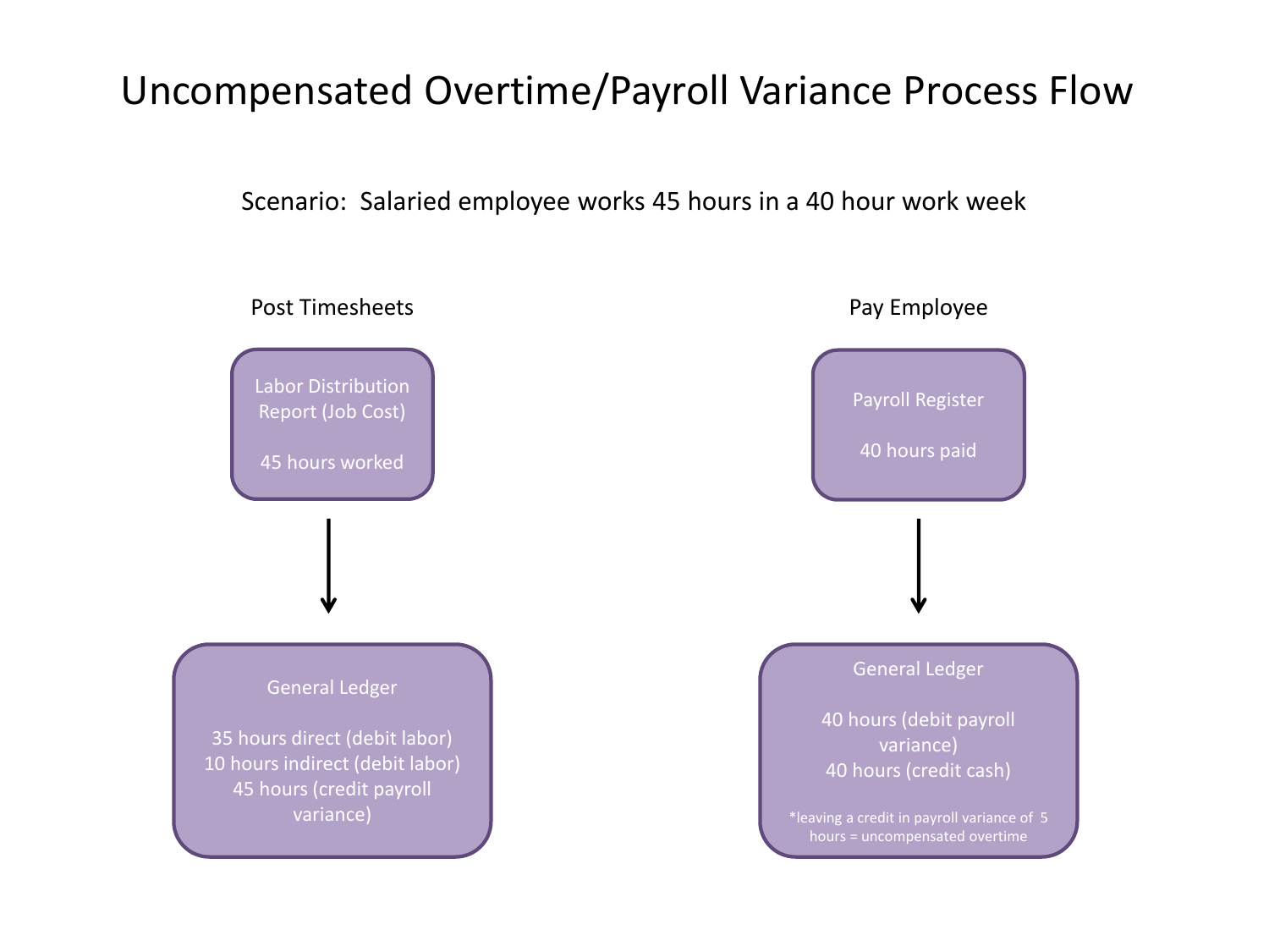# Uncompensated Overtime/Payroll Variance Process Flow

Scenario: Salaried employee works 45 hours in a 40 hour work week

## Post Timesheets

**Labor Distribution Report (Job Cost)**

45 hours worked

↓

**General Ledger**

35 hours direct (debit labor)
10 hours indirect (debit labor)
45 hours (credit payroll variance)

## Pay Employee

**Payroll Register**

40 hours paid

↓

**General Ledger**

40 hours (debit payroll variance)
40 hours (credit cash)

*leaving a credit in payroll variance of 5 hours = uncompensated overtime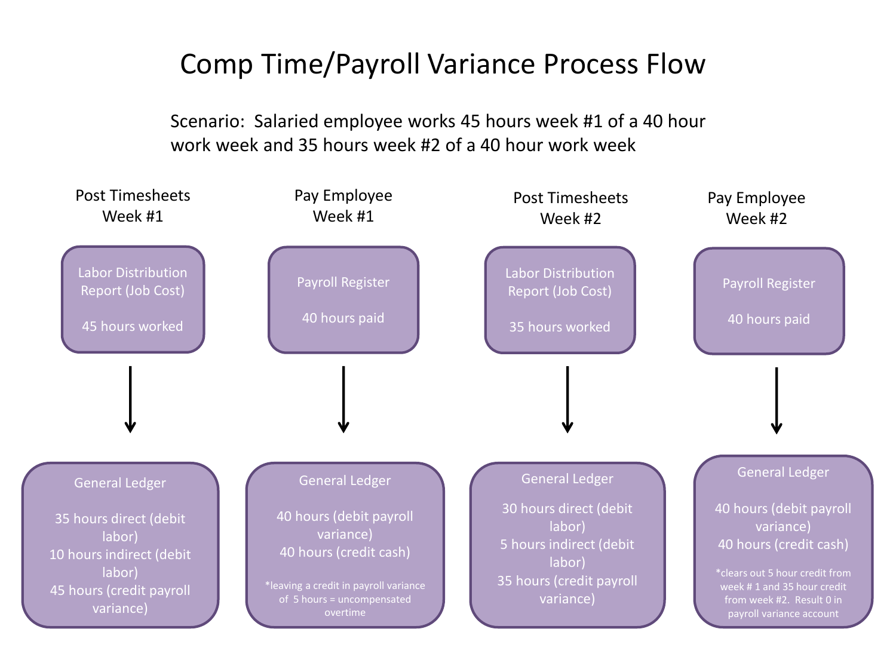# Comp Time/Payroll Variance Process Flow

Scenario: Salaried employee works 45 hours week #1 of a 40 hour work week and 35 hours week #2 of a 40 hour work week

## Post Timesheets Week #1

Labor Distribution Report (Job Cost)

45 hours worked

↓

General Ledger

35 hours direct (debit labor)
10 hours indirect (debit labor)
45 hours (credit payroll variance)

## Pay Employee Week #1

Payroll Register

40 hours paid

↓

General Ledger

40 hours (debit payroll variance)
40 hours (credit cash)

*leaving a credit in payroll variance of 5 hours = uncompensated overtime

## Post Timesheets Week #2

Labor Distribution Report (Job Cost)

35 hours worked

↓

General Ledger

30 hours direct (debit labor)
5 hours indirect (debit labor)
35 hours (credit payroll variance)

## Pay Employee Week #2

Payroll Register

40 hours paid

↓

General Ledger

40 hours (debit payroll variance)
40 hours (credit cash)

*clears out 5 hour credit from week # 1 and 35 hour credit from week #2. Result 0 in payroll variance account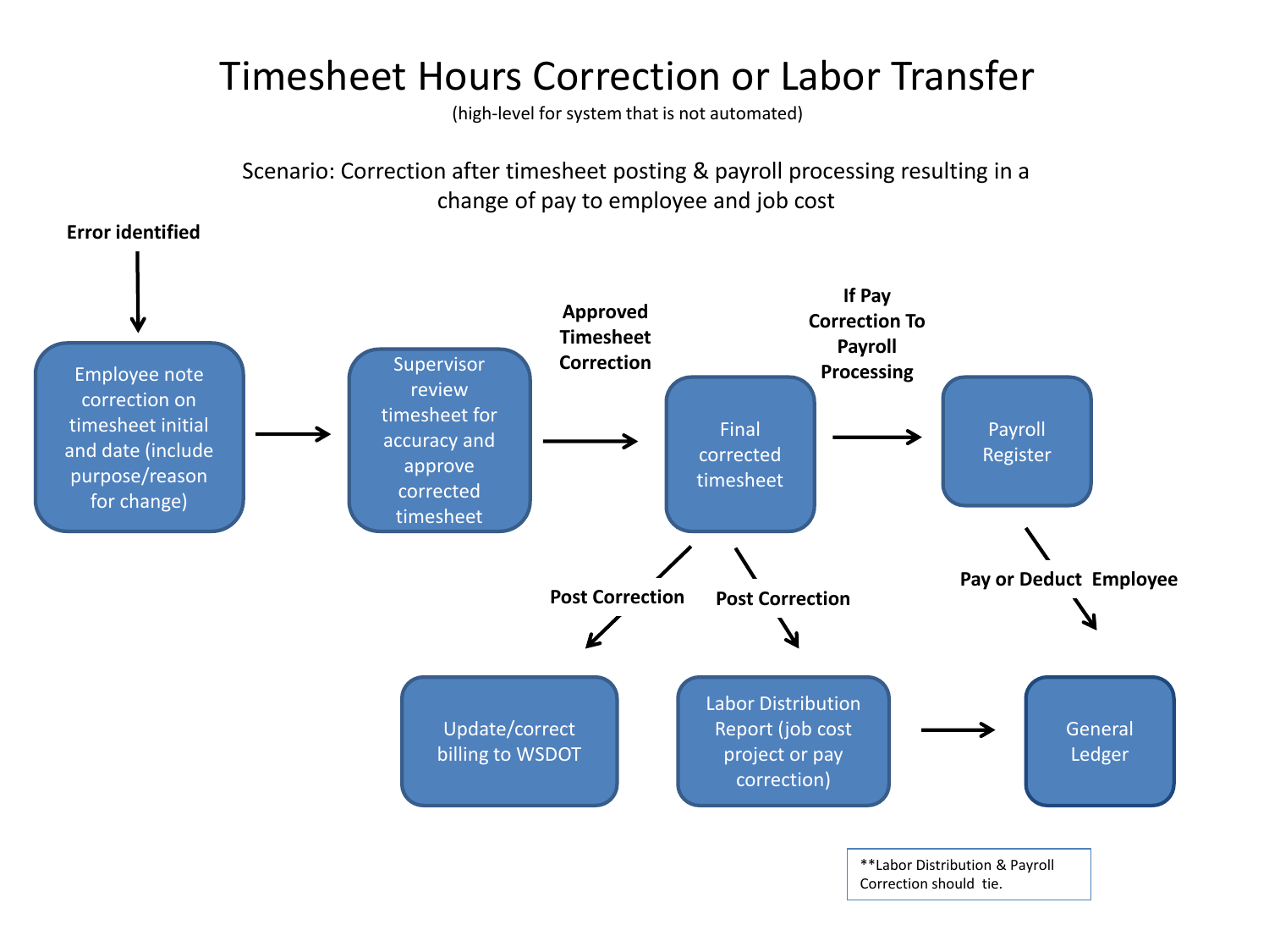# Timesheet Hours Correction or Labor Transfer

(high-level for system that is not automated)

Scenario: Correction after timesheet posting & payroll processing resulting in a change of pay to employee and job cost

**Error identified**

Employee note correction on timesheet initial and date (include purpose/reason for change)

Supervisor review timesheet for accuracy and approve corrected timesheet

**Approved Timesheet Correction**

Final corrected timesheet

**If Pay Correction To Payroll Processing**

Payroll Register

**Pay or Deduct Employee**

**Post Correction**

**Post Correction**

Update/correct billing to WSDOT

Labor Distribution Report (job cost project or pay correction)

General Ledger

**Labor Distribution & Payroll Correction should tie.